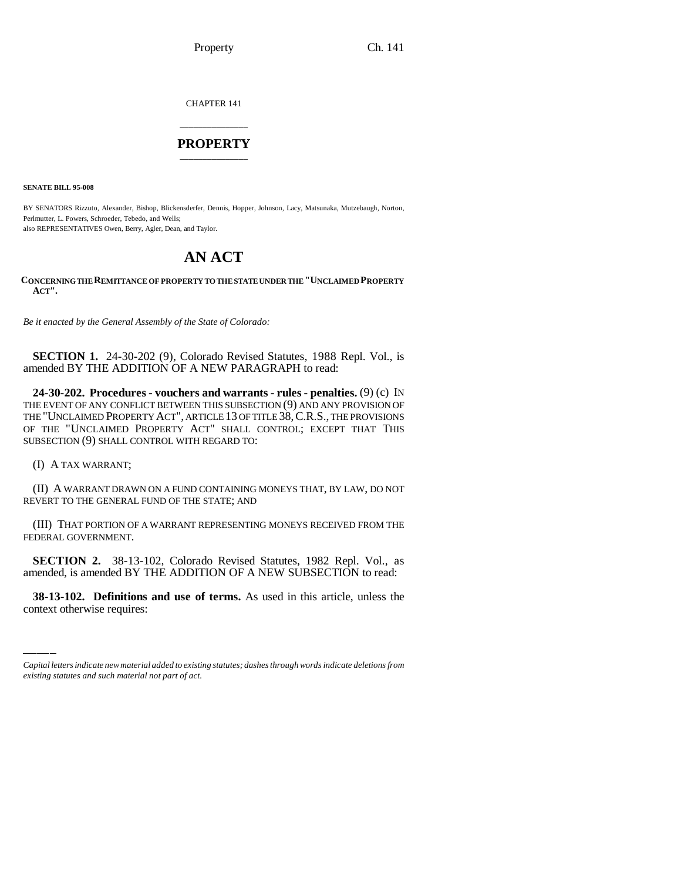CHAPTER 141

# PROPERTY

**SENATE BILL 95-008**

BY SENATORS Rizzuto, Alexander, Bishop, Blickensderfer, Dennis, Hopper, Johnson, Lacy, Matsunaka, Mutzebaugh, Norton, Perlmutter, L. Powers, Schroeder, Tebedo, and Wells;
also REPRESENTATIVES Owen, Berry, Agler, Dean, and Taylor.

# AN ACT

**CONCERNING THE REMITTANCE OF PROPERTY TO THE STATE UNDER THE "UNCLAIMED PROPERTY ACT".**

*Be it enacted by the General Assembly of the State of Colorado:*

**SECTION 1.** 24-30-202 (9), Colorado Revised Statutes, 1988 Repl. Vol., is amended BY THE ADDITION OF A NEW PARAGRAPH to read:

**24-30-202. Procedures - vouchers and warrants - rules - penalties.** (9) (c) IN THE EVENT OF ANY CONFLICT BETWEEN THIS SUBSECTION (9) AND ANY PROVISION OF THE "UNCLAIMED PROPERTY ACT", ARTICLE 13 OF TITLE 38, C.R.S., THE PROVISIONS OF THE "UNCLAIMED PROPERTY ACT" SHALL CONTROL; EXCEPT THAT THIS SUBSECTION (9) SHALL CONTROL WITH REGARD TO:

(I) A TAX WARRANT;

(II) A WARRANT DRAWN ON A FUND CONTAINING MONEYS THAT, BY LAW, DO NOT REVERT TO THE GENERAL FUND OF THE STATE; AND

(III) THAT PORTION OF A WARRANT REPRESENTING MONEYS RECEIVED FROM THE FEDERAL GOVERNMENT.

**SECTION 2.** 38-13-102, Colorado Revised Statutes, 1982 Repl. Vol., as amended, is amended BY THE ADDITION OF A NEW SUBSECTION to read:

**38-13-102. Definitions and use of terms.** As used in this article, unless the context otherwise requires:

*Capital letters indicate new material added to existing statutes; dashes through words indicate deletions from existing statutes and such material not part of act.*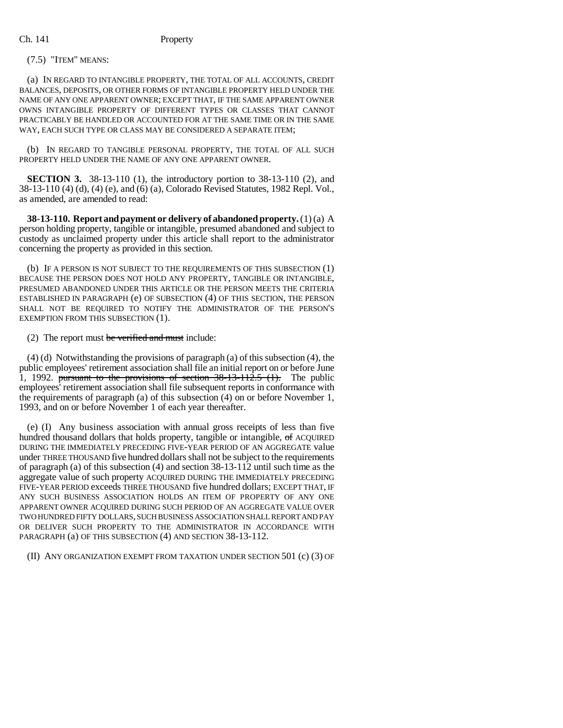(7.5) "ITEM" MEANS:

(a) IN REGARD TO INTANGIBLE PROPERTY, THE TOTAL OF ALL ACCOUNTS, CREDIT BALANCES, DEPOSITS, OR OTHER FORMS OF INTANGIBLE PROPERTY HELD UNDER THE NAME OF ANY ONE APPARENT OWNER; EXCEPT THAT, IF THE SAME APPARENT OWNER OWNS INTANGIBLE PROPERTY OF DIFFERENT TYPES OR CLASSES THAT CANNOT PRACTICABLY BE HANDLED OR ACCOUNTED FOR AT THE SAME TIME OR IN THE SAME WAY, EACH SUCH TYPE OR CLASS MAY BE CONSIDERED A SEPARATE ITEM;

(b) IN REGARD TO TANGIBLE PERSONAL PROPERTY, THE TOTAL OF ALL SUCH PROPERTY HELD UNDER THE NAME OF ANY ONE APPARENT OWNER.

**SECTION 3.** 38-13-110 (1), the introductory portion to 38-13-110 (2), and 38-13-110 (4) (d), (4) (e), and (6) (a), Colorado Revised Statutes, 1982 Repl. Vol., as amended, are amended to read:

**38-13-110. Report and payment or delivery of abandoned property.** (1) (a) A person holding property, tangible or intangible, presumed abandoned and subject to custody as unclaimed property under this article shall report to the administrator concerning the property as provided in this section.

(b) IF A PERSON IS NOT SUBJECT TO THE REQUIREMENTS OF THIS SUBSECTION (1) BECAUSE THE PERSON DOES NOT HOLD ANY PROPERTY, TANGIBLE OR INTANGIBLE, PRESUMED ABANDONED UNDER THIS ARTICLE OR THE PERSON MEETS THE CRITERIA ESTABLISHED IN PARAGRAPH (e) OF SUBSECTION (4) OF THIS SECTION, THE PERSON SHALL NOT BE REQUIRED TO NOTIFY THE ADMINISTRATOR OF THE PERSON'S EXEMPTION FROM THIS SUBSECTION (1).

(2) The report must ~~be verified and must~~ include:

(4) (d) Notwithstanding the provisions of paragraph (a) of this subsection (4), the public employees' retirement association shall file an initial report on or before June 1, 1992. ~~pursuant to the provisions of section 38-13-112.5 (1).~~ The public employees' retirement association shall file subsequent reports in conformance with the requirements of paragraph (a) of this subsection (4) on or before November 1, 1993, and on or before November 1 of each year thereafter.

(e) (I) Any business association with annual gross receipts of less than five hundred thousand dollars that holds property, tangible or intangible, ~~of~~ ACQUIRED DURING THE IMMEDIATELY PRECEDING FIVE-YEAR PERIOD OF AN AGGREGATE value under THREE THOUSAND five hundred dollars shall not be subject to the requirements of paragraph (a) of this subsection (4) and section 38-13-112 until such time as the aggregate value of such property ACQUIRED DURING THE IMMEDIATELY PRECEDING FIVE-YEAR PERIOD exceeds THREE THOUSAND five hundred dollars; EXCEPT THAT, IF ANY SUCH BUSINESS ASSOCIATION HOLDS AN ITEM OF PROPERTY OF ANY ONE APPARENT OWNER ACQUIRED DURING SUCH PERIOD OF AN AGGREGATE VALUE OVER TWO HUNDRED FIFTY DOLLARS, SUCH BUSINESS ASSOCIATION SHALL REPORT AND PAY OR DELIVER SUCH PROPERTY TO THE ADMINISTRATOR IN ACCORDANCE WITH PARAGRAPH (a) OF THIS SUBSECTION (4) AND SECTION 38-13-112.

(II) ANY ORGANIZATION EXEMPT FROM TAXATION UNDER SECTION 501 (c) (3) OF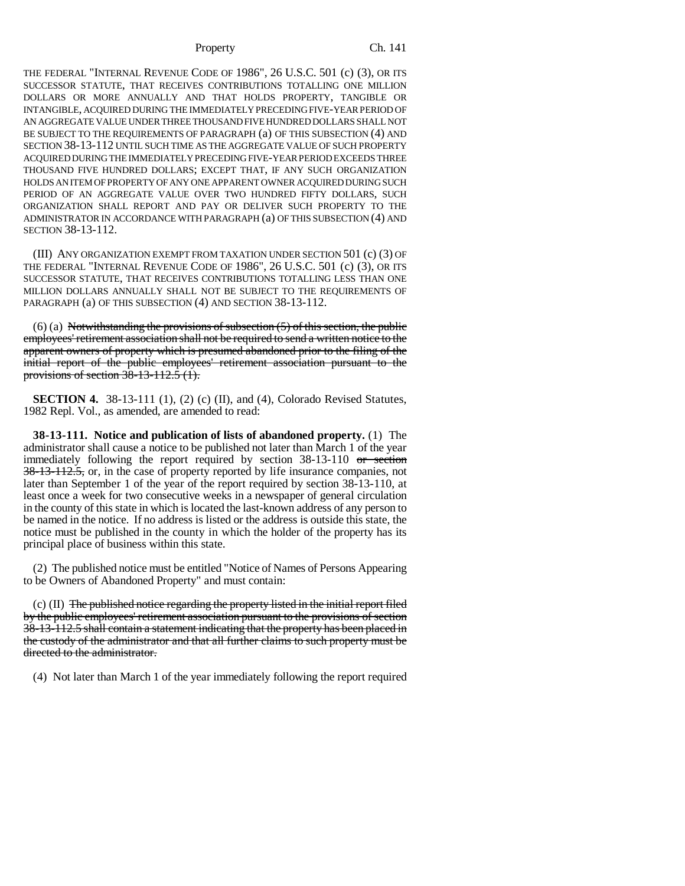THE FEDERAL "INTERNAL REVENUE CODE OF 1986", 26 U.S.C. 501 (c) (3), OR ITS SUCCESSOR STATUTE, THAT RECEIVES CONTRIBUTIONS TOTALLING ONE MILLION DOLLARS OR MORE ANNUALLY AND THAT HOLDS PROPERTY, TANGIBLE OR INTANGIBLE, ACQUIRED DURING THE IMMEDIATELY PRECEDING FIVE-YEAR PERIOD OF AN AGGREGATE VALUE UNDER THREE THOUSAND FIVE HUNDRED DOLLARS SHALL NOT BE SUBJECT TO THE REQUIREMENTS OF PARAGRAPH (a) OF THIS SUBSECTION (4) AND SECTION 38-13-112 UNTIL SUCH TIME AS THE AGGREGATE VALUE OF SUCH PROPERTY ACQUIRED DURING THE IMMEDIATELY PRECEDING FIVE-YEAR PERIOD EXCEEDS THREE THOUSAND FIVE HUNDRED DOLLARS; EXCEPT THAT, IF ANY SUCH ORGANIZATION HOLDS AN ITEM OF PROPERTY OF ANY ONE APPARENT OWNER ACQUIRED DURING SUCH PERIOD OF AN AGGREGATE VALUE OVER TWO HUNDRED FIFTY DOLLARS, SUCH ORGANIZATION SHALL REPORT AND PAY OR DELIVER SUCH PROPERTY TO THE ADMINISTRATOR IN ACCORDANCE WITH PARAGRAPH (a) OF THIS SUBSECTION (4) AND SECTION 38-13-112.

(III) ANY ORGANIZATION EXEMPT FROM TAXATION UNDER SECTION 501 (c) (3) OF THE FEDERAL "INTERNAL REVENUE CODE OF 1986", 26 U.S.C. 501 (c) (3), OR ITS SUCCESSOR STATUTE, THAT RECEIVES CONTRIBUTIONS TOTALLING LESS THAN ONE MILLION DOLLARS ANNUALLY SHALL NOT BE SUBJECT TO THE REQUIREMENTS OF PARAGRAPH (a) OF THIS SUBSECTION (4) AND SECTION 38-13-112.

(6) (a) ~~Notwithstanding the provisions of subsection (5) of this section, the public employees' retirement association shall not be required to send a written notice to the apparent owners of property which is presumed abandoned prior to the filing of the initial report of the public employees' retirement association pursuant to the provisions of section 38-13-112.5 (1).~~

**SECTION 4.** 38-13-111 (1), (2) (c) (II), and (4), Colorado Revised Statutes, 1982 Repl. Vol., as amended, are amended to read:

**38-13-111. Notice and publication of lists of abandoned property.** (1) The administrator shall cause a notice to be published not later than March 1 of the year immediately following the report required by section 38-13-110 ~~or section 38-13-112.5,~~ or, in the case of property reported by life insurance companies, not later than September 1 of the year of the report required by section 38-13-110, at least once a week for two consecutive weeks in a newspaper of general circulation in the county of this state in which is located the last-known address of any person to be named in the notice. If no address is listed or the address is outside this state, the notice must be published in the county in which the holder of the property has its principal place of business within this state.

(2) The published notice must be entitled "Notice of Names of Persons Appearing to be Owners of Abandoned Property" and must contain:

(c) (II) ~~The published notice regarding the property listed in the initial report filed by the public employees' retirement association pursuant to the provisions of section 38-13-112.5 shall contain a statement indicating that the property has been placed in the custody of the administrator and that all further claims to such property must be directed to the administrator.~~

(4) Not later than March 1 of the year immediately following the report required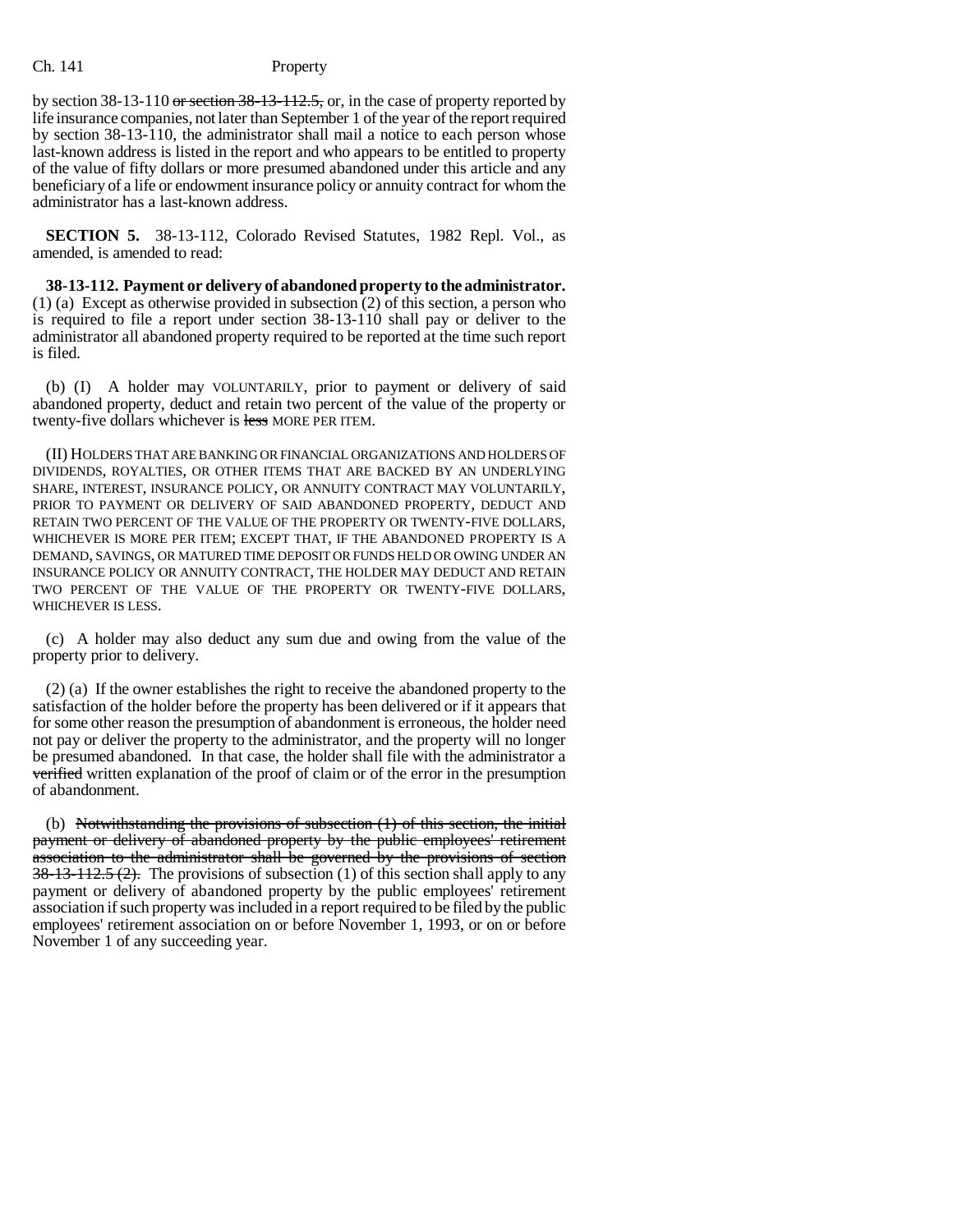by section 38-13-110 ~~or section 38-13-112.5,~~ or, in the case of property reported by life insurance companies, not later than September 1 of the year of the report required by section 38-13-110, the administrator shall mail a notice to each person whose last-known address is listed in the report and who appears to be entitled to property of the value of fifty dollars or more presumed abandoned under this article and any beneficiary of a life or endowment insurance policy or annuity contract for whom the administrator has a last-known address.

**SECTION 5.** 38-13-112, Colorado Revised Statutes, 1982 Repl. Vol., as amended, is amended to read:

**38-13-112. Payment or delivery of abandoned property to the administrator.** (1) (a) Except as otherwise provided in subsection (2) of this section, a person who is required to file a report under section 38-13-110 shall pay or deliver to the administrator all abandoned property required to be reported at the time such report is filed.

(b) (I) A holder may VOLUNTARILY, prior to payment or delivery of said abandoned property, deduct and retain two percent of the value of the property or twenty-five dollars whichever is ~~less~~ MORE PER ITEM.

(II) HOLDERS THAT ARE BANKING OR FINANCIAL ORGANIZATIONS AND HOLDERS OF DIVIDENDS, ROYALTIES, OR OTHER ITEMS THAT ARE BACKED BY AN UNDERLYING SHARE, INTEREST, INSURANCE POLICY, OR ANNUITY CONTRACT MAY VOLUNTARILY, PRIOR TO PAYMENT OR DELIVERY OF SAID ABANDONED PROPERTY, DEDUCT AND RETAIN TWO PERCENT OF THE VALUE OF THE PROPERTY OR TWENTY-FIVE DOLLARS, WHICHEVER IS MORE PER ITEM; EXCEPT THAT, IF THE ABANDONED PROPERTY IS A DEMAND, SAVINGS, OR MATURED TIME DEPOSIT OR FUNDS HELD OR OWING UNDER AN INSURANCE POLICY OR ANNUITY CONTRACT, THE HOLDER MAY DEDUCT AND RETAIN TWO PERCENT OF THE VALUE OF THE PROPERTY OR TWENTY-FIVE DOLLARS, WHICHEVER IS LESS.

(c) A holder may also deduct any sum due and owing from the value of the property prior to delivery.

(2) (a) If the owner establishes the right to receive the abandoned property to the satisfaction of the holder before the property has been delivered or if it appears that for some other reason the presumption of abandonment is erroneous, the holder need not pay or deliver the property to the administrator, and the property will no longer be presumed abandoned. In that case, the holder shall file with the administrator a ~~verified~~ written explanation of the proof of claim or of the error in the presumption of abandonment.

(b) ~~Notwithstanding the provisions of subsection (1) of this section, the initial payment or delivery of abandoned property by the public employees' retirement association to the administrator shall be governed by the provisions of section 38-13-112.5 (2).~~ The provisions of subsection (1) of this section shall apply to any payment or delivery of abandoned property by the public employees' retirement association if such property was included in a report required to be filed by the public employees' retirement association on or before November 1, 1993, or on or before November 1 of any succeeding year.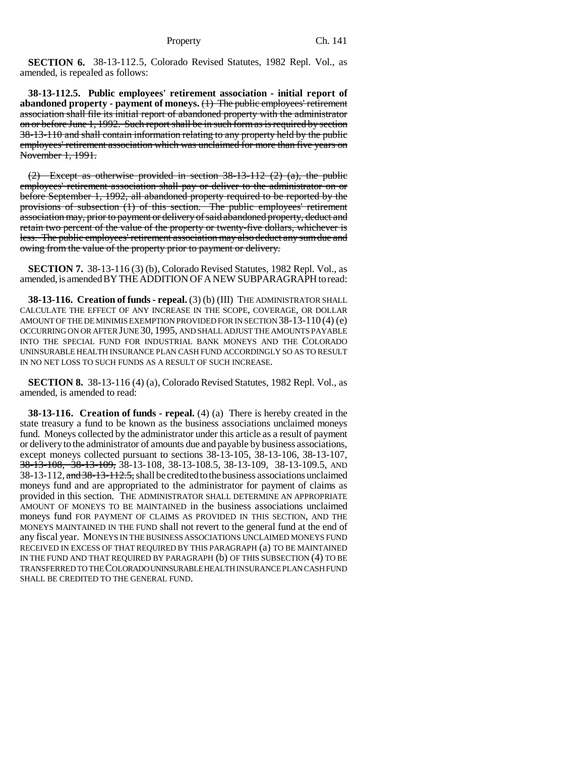**SECTION 6.** 38-13-112.5, Colorado Revised Statutes, 1982 Repl. Vol., as amended, is repealed as follows:

**38-13-112.5. Public employees' retirement association - initial report of abandoned property - payment of moneys.** ~~(1) The public employees' retirement association shall file its initial report of abandoned property with the administrator on or before June 1, 1992. Such report shall be in such form as is required by section 38-13-110 and shall contain information relating to any property held by the public employees' retirement association which was unclaimed for more than five years on November 1, 1991.~~

~~(2) Except as otherwise provided in section 38-13-112 (2) (a), the public employees' retirement association shall pay or deliver to the administrator on or before September 1, 1992, all abandoned property required to be reported by the provisions of subsection (1) of this section. The public employees' retirement association may, prior to payment or delivery of said abandoned property, deduct and retain two percent of the value of the property or twenty-five dollars, whichever is less. The public employees' retirement association may also deduct any sum due and owing from the value of the property prior to payment or delivery.~~

**SECTION 7.** 38-13-116 (3) (b), Colorado Revised Statutes, 1982 Repl. Vol., as amended, is amended BY THE ADDITION OF A NEW SUBPARAGRAPH to read:

**38-13-116. Creation of funds - repeal.** (3) (b) (III) THE ADMINISTRATOR SHALL CALCULATE THE EFFECT OF ANY INCREASE IN THE SCOPE, COVERAGE, OR DOLLAR AMOUNT OF THE DE MINIMIS EXEMPTION PROVIDED FOR IN SECTION 38-13-110 (4) (e) OCCURRING ON OR AFTER JUNE 30, 1995, AND SHALL ADJUST THE AMOUNTS PAYABLE INTO THE SPECIAL FUND FOR INDUSTRIAL BANK MONEYS AND THE COLORADO UNINSURABLE HEALTH INSURANCE PLAN CASH FUND ACCORDINGLY SO AS TO RESULT IN NO NET LOSS TO SUCH FUNDS AS A RESULT OF SUCH INCREASE.

**SECTION 8.** 38-13-116 (4) (a), Colorado Revised Statutes, 1982 Repl. Vol., as amended, is amended to read:

**38-13-116. Creation of funds - repeal.** (4) (a) There is hereby created in the state treasury a fund to be known as the business associations unclaimed moneys fund. Moneys collected by the administrator under this article as a result of payment or delivery to the administrator of amounts due and payable by business associations, except moneys collected pursuant to sections 38-13-105, 38-13-106, 38-13-107, ~~38-13-108, 38-13-109,~~ 38-13-108, 38-13-108.5, 38-13-109, 38-13-109.5, AND 38-13-112, ~~and 38-13-112.5,~~ shall be credited to the business associations unclaimed moneys fund and are appropriated to the administrator for payment of claims as provided in this section. THE ADMINISTRATOR SHALL DETERMINE AN APPROPRIATE AMOUNT OF MONEYS TO BE MAINTAINED in the business associations unclaimed moneys fund FOR PAYMENT OF CLAIMS AS PROVIDED IN THIS SECTION, AND THE MONEYS MAINTAINED IN THE FUND shall not revert to the general fund at the end of any fiscal year. MONEYS IN THE BUSINESS ASSOCIATIONS UNCLAIMED MONEYS FUND RECEIVED IN EXCESS OF THAT REQUIRED BY THIS PARAGRAPH (a) TO BE MAINTAINED IN THE FUND AND THAT REQUIRED BY PARAGRAPH (b) OF THIS SUBSECTION (4) TO BE TRANSFERRED TO THE COLORADO UNINSURABLE HEALTH INSURANCE PLAN CASH FUND SHALL BE CREDITED TO THE GENERAL FUND.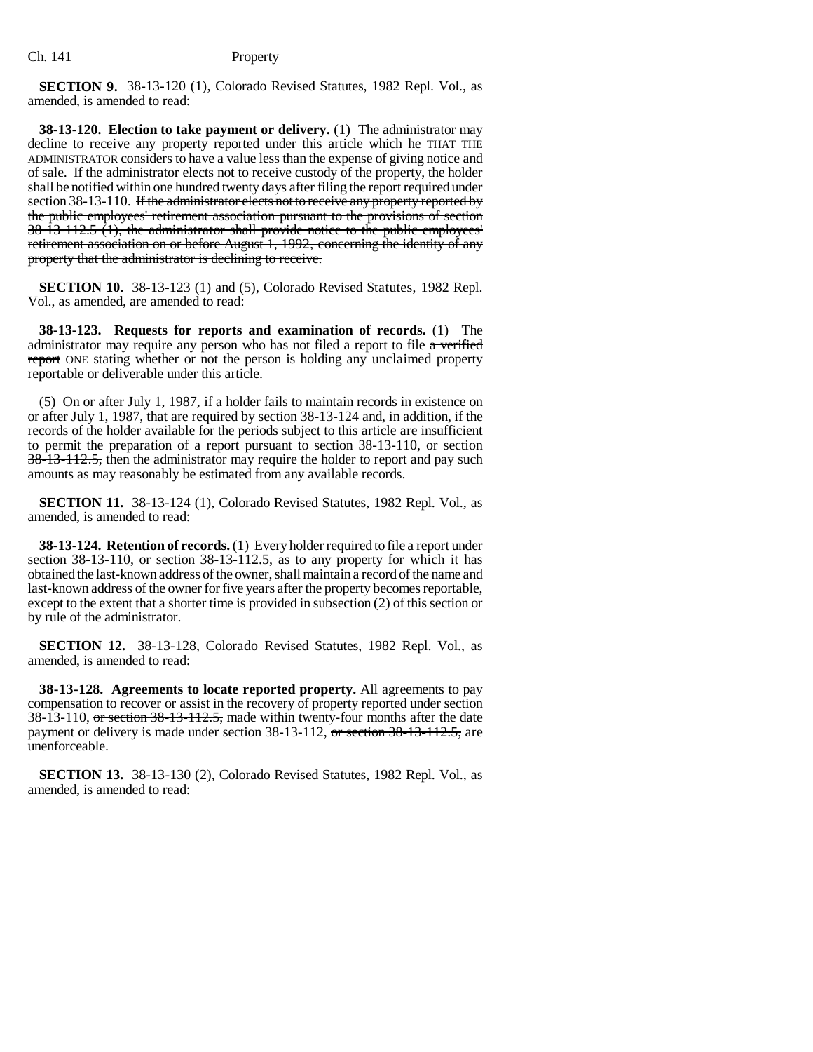**SECTION 9.** 38-13-120 (1), Colorado Revised Statutes, 1982 Repl. Vol., as amended, is amended to read:

**38-13-120. Election to take payment or delivery.** (1) The administrator may decline to receive any property reported under this article ~~which he~~ THAT THE ADMINISTRATOR considers to have a value less than the expense of giving notice and of sale. If the administrator elects not to receive custody of the property, the holder shall be notified within one hundred twenty days after filing the report required under section 38-13-110. ~~If the administrator elects not to receive any property reported by the public employees' retirement association pursuant to the provisions of section 38-13-112.5 (1), the administrator shall provide notice to the public employees' retirement association on or before August 1, 1992, concerning the identity of any property that the administrator is declining to receive.~~

**SECTION 10.** 38-13-123 (1) and (5), Colorado Revised Statutes, 1982 Repl. Vol., as amended, are amended to read:

**38-13-123. Requests for reports and examination of records.** (1) The administrator may require any person who has not filed a report to file ~~a verified report~~ ONE stating whether or not the person is holding any unclaimed property reportable or deliverable under this article.

(5) On or after July 1, 1987, if a holder fails to maintain records in existence on or after July 1, 1987, that are required by section 38-13-124 and, in addition, if the records of the holder available for the periods subject to this article are insufficient to permit the preparation of a report pursuant to section 38-13-110, ~~or section 38-13-112.5,~~ then the administrator may require the holder to report and pay such amounts as may reasonably be estimated from any available records.

**SECTION 11.** 38-13-124 (1), Colorado Revised Statutes, 1982 Repl. Vol., as amended, is amended to read:

**38-13-124. Retention of records.** (1) Every holder required to file a report under section 38-13-110, ~~or section 38-13-112.5,~~ as to any property for which it has obtained the last-known address of the owner, shall maintain a record of the name and last-known address of the owner for five years after the property becomes reportable, except to the extent that a shorter time is provided in subsection (2) of this section or by rule of the administrator.

**SECTION 12.** 38-13-128, Colorado Revised Statutes, 1982 Repl. Vol., as amended, is amended to read:

**38-13-128. Agreements to locate reported property.** All agreements to pay compensation to recover or assist in the recovery of property reported under section 38-13-110, ~~or section 38-13-112.5,~~ made within twenty-four months after the date payment or delivery is made under section 38-13-112, ~~or section 38-13-112.5,~~ are unenforceable.

**SECTION 13.** 38-13-130 (2), Colorado Revised Statutes, 1982 Repl. Vol., as amended, is amended to read: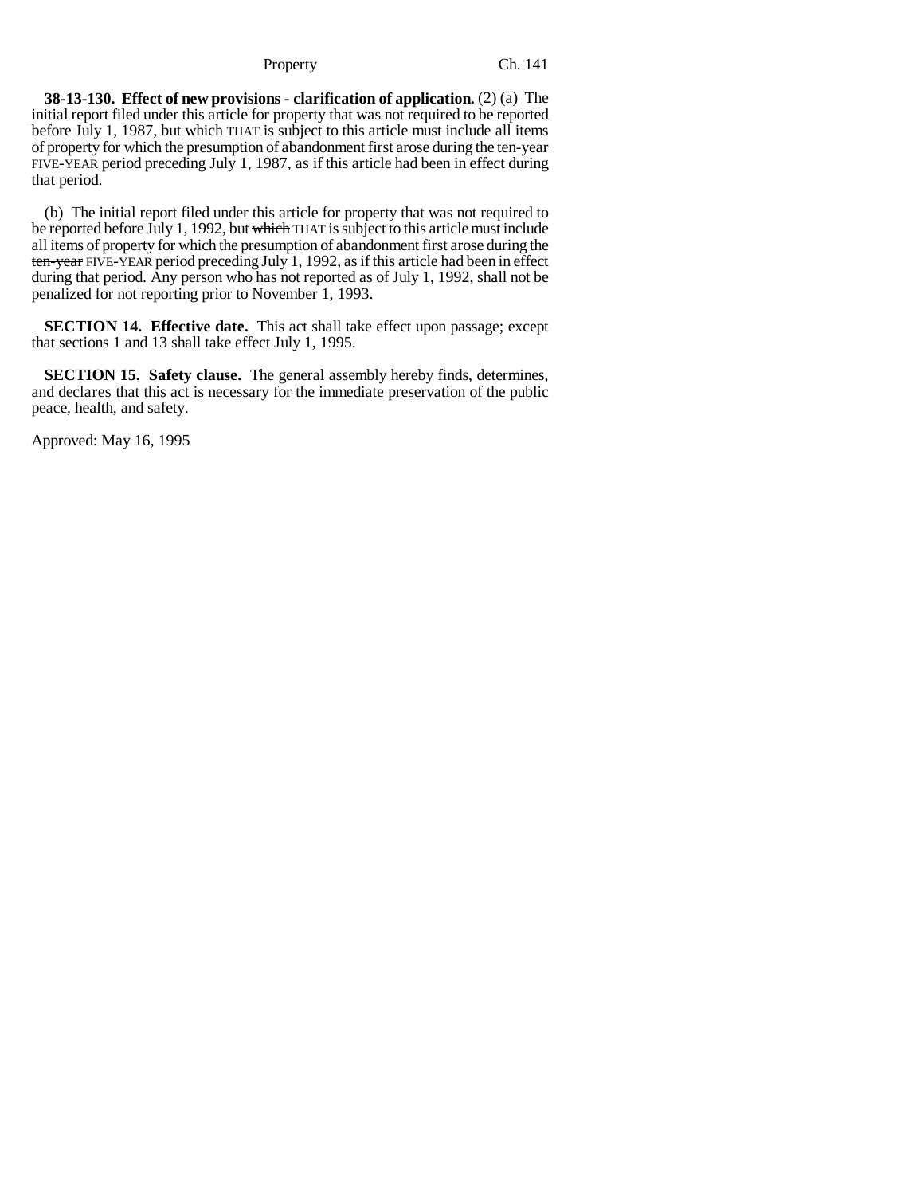**38-13-130. Effect of new provisions - clarification of application.** (2) (a) The initial report filed under this article for property that was not required to be reported before July 1, 1987, but ~~which~~ THAT is subject to this article must include all items of property for which the presumption of abandonment first arose during the ~~ten-year~~ FIVE-YEAR period preceding July 1, 1987, as if this article had been in effect during that period.

(b) The initial report filed under this article for property that was not required to be reported before July 1, 1992, but ~~which~~ THAT is subject to this article must include all items of property for which the presumption of abandonment first arose during the ~~ten-year~~ FIVE-YEAR period preceding July 1, 1992, as if this article had been in effect during that period. Any person who has not reported as of July 1, 1992, shall not be penalized for not reporting prior to November 1, 1993.

**SECTION 14. Effective date.** This act shall take effect upon passage; except that sections 1 and 13 shall take effect July 1, 1995.

**SECTION 15. Safety clause.** The general assembly hereby finds, determines, and declares that this act is necessary for the immediate preservation of the public peace, health, and safety.

Approved: May 16, 1995